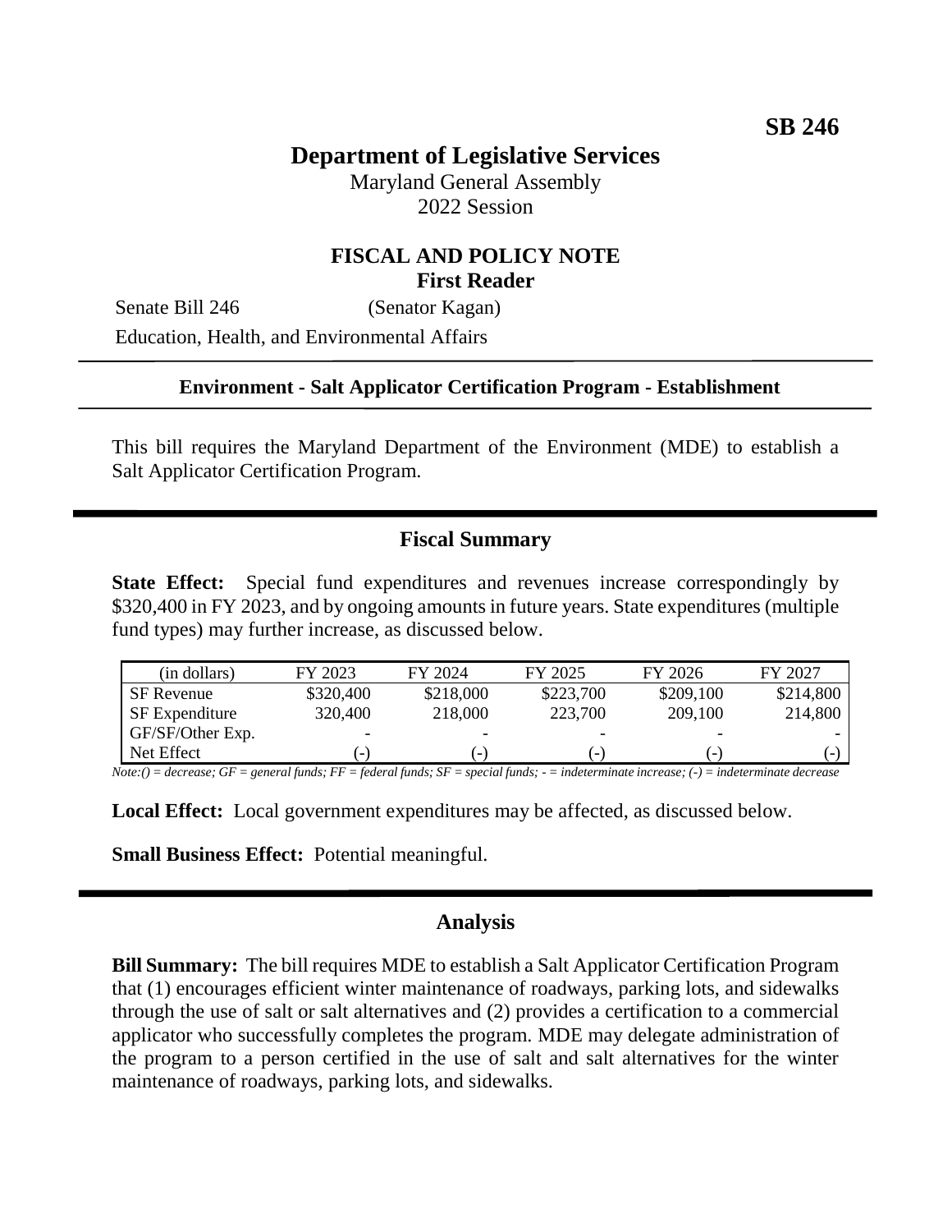**SB 246**

# Department of Legislative Services

Maryland General Assembly
2022 Session

## FISCAL AND POLICY NOTE
**First Reader**

Senate Bill 246 (Senator Kagan)

Education, Health, and Environmental Affairs

---

**Environment - Salt Applicator Certification Program - Establishment**

---

This bill requires the Maryland Department of the Environment (MDE) to establish a Salt Applicator Certification Program.

## Fiscal Summary

**State Effect:** Special fund expenditures and revenues increase correspondingly by $320,400 in FY 2023, and by ongoing amounts in future years. State expenditures (multiple fund types) may further increase, as discussed below.

| (in dollars) | FY 2023 | FY 2024 | FY 2025 | FY 2026 | FY 2027 |
|---|---|---|---|---|---|
| SF Revenue | $320,400 | $218,000 | $223,700 | $209,100 | $214,800 |
| SF Expenditure | 320,400 | 218,000 | 223,700 | 209,100 | 214,800 |
| GF/SF/Other Exp. | - | - | - | - | - |
| Net Effect | (-) | (-) | (-) | (-) | (-) |

*Note:() = decrease; GF = general funds; FF = federal funds; SF = special funds; - = indeterminate increase; (-) = indeterminate decrease*

**Local Effect:** Local government expenditures may be affected, as discussed below.

**Small Business Effect:** Potential meaningful.

## Analysis

**Bill Summary:** The bill requires MDE to establish a Salt Applicator Certification Program that (1) encourages efficient winter maintenance of roadways, parking lots, and sidewalks through the use of salt or salt alternatives and (2) provides a certification to a commercial applicator who successfully completes the program. MDE may delegate administration of the program to a person certified in the use of salt and salt alternatives for the winter maintenance of roadways, parking lots, and sidewalks.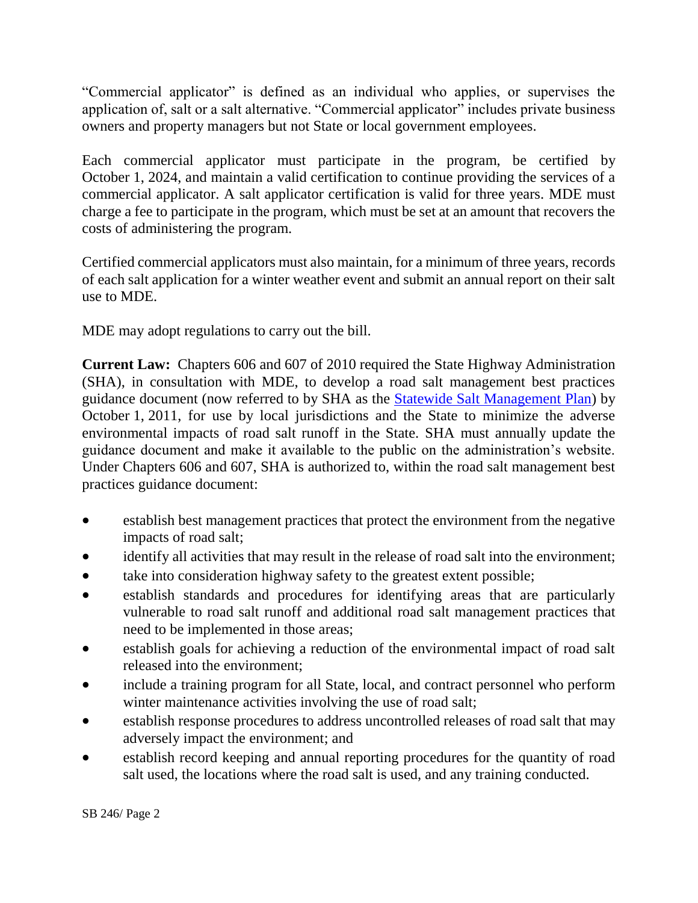"Commercial applicator" is defined as an individual who applies, or supervises the application of, salt or a salt alternative. "Commercial applicator" includes private business owners and property managers but not State or local government employees.

Each commercial applicator must participate in the program, be certified by October 1, 2024, and maintain a valid certification to continue providing the services of a commercial applicator. A salt applicator certification is valid for three years. MDE must charge a fee to participate in the program, which must be set at an amount that recovers the costs of administering the program.

Certified commercial applicators must also maintain, for a minimum of three years, records of each salt application for a winter weather event and submit an annual report on their salt use to MDE.

MDE may adopt regulations to carry out the bill.

**Current Law:** Chapters 606 and 607 of 2010 required the State Highway Administration (SHA), in consultation with MDE, to develop a road salt management best practices guidance document (now referred to by SHA as the Statewide Salt Management Plan) by October 1, 2011, for use by local jurisdictions and the State to minimize the adverse environmental impacts of road salt runoff in the State. SHA must annually update the guidance document and make it available to the public on the administration's website. Under Chapters 606 and 607, SHA is authorized to, within the road salt management best practices guidance document:

- establish best management practices that protect the environment from the negative impacts of road salt;
- identify all activities that may result in the release of road salt into the environment;
- take into consideration highway safety to the greatest extent possible;
- establish standards and procedures for identifying areas that are particularly vulnerable to road salt runoff and additional road salt management practices that need to be implemented in those areas;
- establish goals for achieving a reduction of the environmental impact of road salt released into the environment;
- include a training program for all State, local, and contract personnel who perform winter maintenance activities involving the use of road salt;
- establish response procedures to address uncontrolled releases of road salt that may adversely impact the environment; and
- establish record keeping and annual reporting procedures for the quantity of road salt used, the locations where the road salt is used, and any training conducted.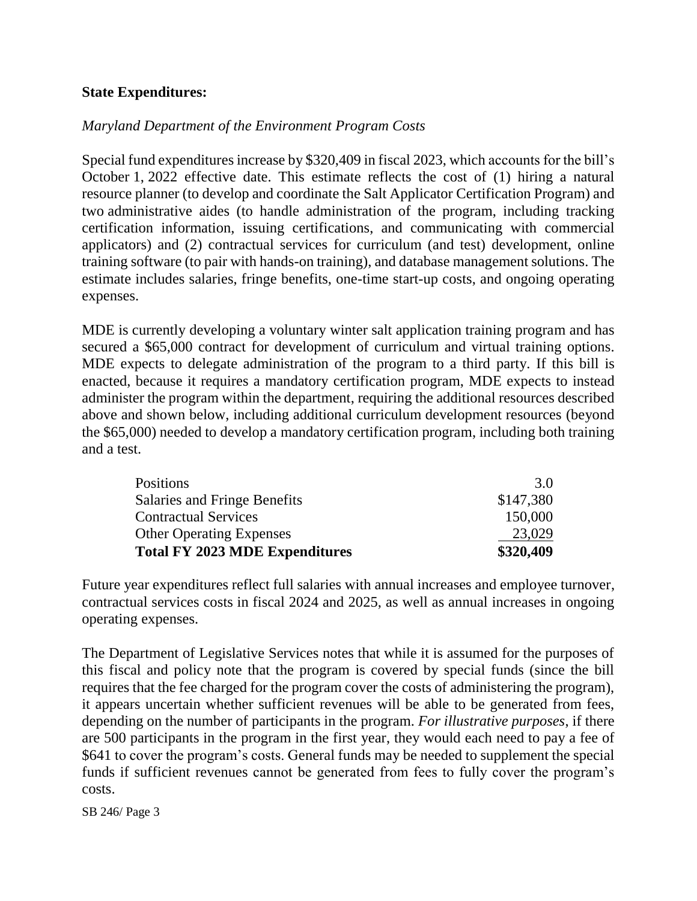**State Expenditures:**

*Maryland Department of the Environment Program Costs*

Special fund expenditures increase by $320,409 in fiscal 2023, which accounts for the bill's October 1, 2022 effective date. This estimate reflects the cost of (1) hiring a natural resource planner (to develop and coordinate the Salt Applicator Certification Program) and two administrative aides (to handle administration of the program, including tracking certification information, issuing certifications, and communicating with commercial applicators) and (2) contractual services for curriculum (and test) development, online training software (to pair with hands-on training), and database management solutions. The estimate includes salaries, fringe benefits, one-time start-up costs, and ongoing operating expenses.

MDE is currently developing a voluntary winter salt application training program and has secured a $65,000 contract for development of curriculum and virtual training options. MDE expects to delegate administration of the program to a third party. If this bill is enacted, because it requires a mandatory certification program, MDE expects to instead administer the program within the department, requiring the additional resources described above and shown below, including additional curriculum development resources (beyond the $65,000) needed to develop a mandatory certification program, including both training and a test.

| | |
|---|---|
| Positions | 3.0 |
| Salaries and Fringe Benefits | $147,380 |
| Contractual Services | 150,000 |
| Other Operating Expenses | 23,029 |
| **Total FY 2023 MDE Expenditures** | **$320,409** |

Future year expenditures reflect full salaries with annual increases and employee turnover, contractual services costs in fiscal 2024 and 2025, as well as annual increases in ongoing operating expenses.

The Department of Legislative Services notes that while it is assumed for the purposes of this fiscal and policy note that the program is covered by special funds (since the bill requires that the fee charged for the program cover the costs of administering the program), it appears uncertain whether sufficient revenues will be able to be generated from fees, depending on the number of participants in the program. *For illustrative purposes*, if there are 500 participants in the program in the first year, they would each need to pay a fee of $641 to cover the program's costs. General funds may be needed to supplement the special funds if sufficient revenues cannot be generated from fees to fully cover the program's costs.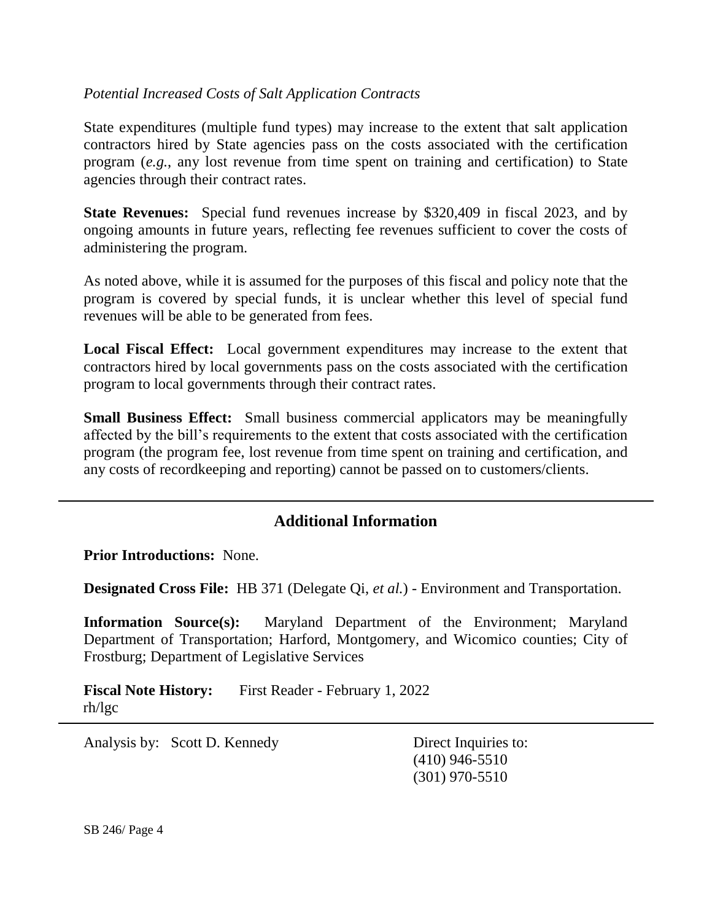*Potential Increased Costs of Salt Application Contracts*

State expenditures (multiple fund types) may increase to the extent that salt application contractors hired by State agencies pass on the costs associated with the certification program (*e.g.*, any lost revenue from time spent on training and certification) to State agencies through their contract rates.

**State Revenues:** Special fund revenues increase by $320,409 in fiscal 2023, and by ongoing amounts in future years, reflecting fee revenues sufficient to cover the costs of administering the program.

As noted above, while it is assumed for the purposes of this fiscal and policy note that the program is covered by special funds, it is unclear whether this level of special fund revenues will be able to be generated from fees.

**Local Fiscal Effect:** Local government expenditures may increase to the extent that contractors hired by local governments pass on the costs associated with the certification program to local governments through their contract rates.

**Small Business Effect:** Small business commercial applicators may be meaningfully affected by the bill's requirements to the extent that costs associated with the certification program (the program fee, lost revenue from time spent on training and certification, and any costs of recordkeeping and reporting) cannot be passed on to customers/clients.

---

## Additional Information

**Prior Introductions:** None.

**Designated Cross File:** HB 371 (Delegate Qi, *et al.*) - Environment and Transportation.

**Information Source(s):** Maryland Department of the Environment; Maryland Department of Transportation; Harford, Montgomery, and Wicomico counties; City of Frostburg; Department of Legislative Services

**Fiscal Note History:** First Reader - February 1, 2022
rh/lgc

---

Analysis by: Scott D. Kennedy

Direct Inquiries to:
(410) 946-5510
(301) 970-5510